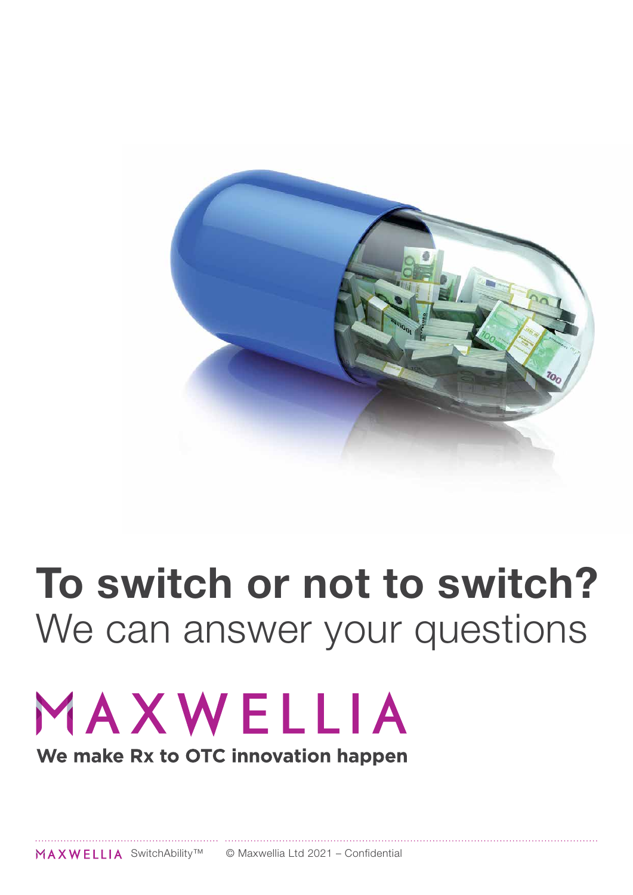# To switch or not to switch?

## We can answer your questions

MAXWELLIA

**We make Rx to OTC innovation happen**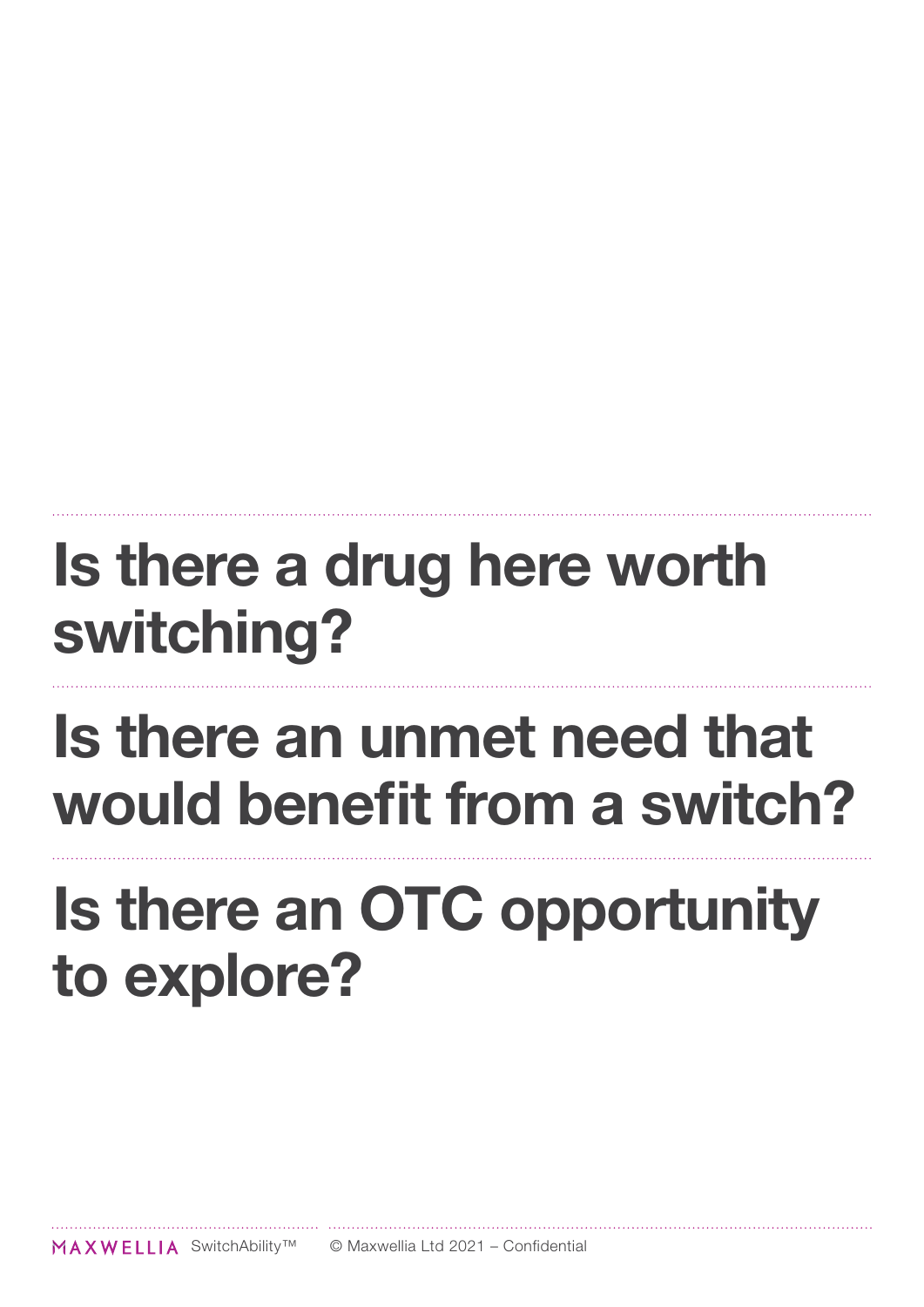# Is there a drug here worth switching?

# Is there an unmet need that would benefit from a switch?

# Is there an OTC opportunity to explore?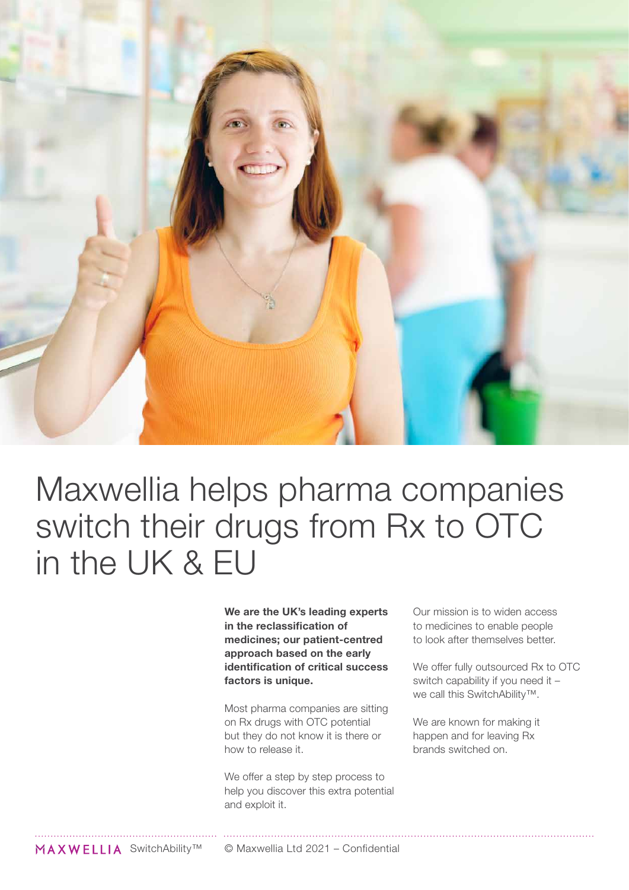# Maxwellia helps pharma companies switch their drugs from Rx to OTC in the UK & EU

**We are the UK's leading experts in the reclassification of medicines; our patient-centred approach based on the early identification of critical success factors is unique.**

Most pharma companies are sitting on Rx drugs with OTC potential but they do not know it is there or how to release it.

We offer a step by step process to help you discover this extra potential and exploit it.

Our mission is to widen access to medicines to enable people to look after themselves better.

We offer fully outsourced Rx to OTC switch capability if you need it – we call this SwitchAbility™.

We are known for making it happen and for leaving Rx brands switched on.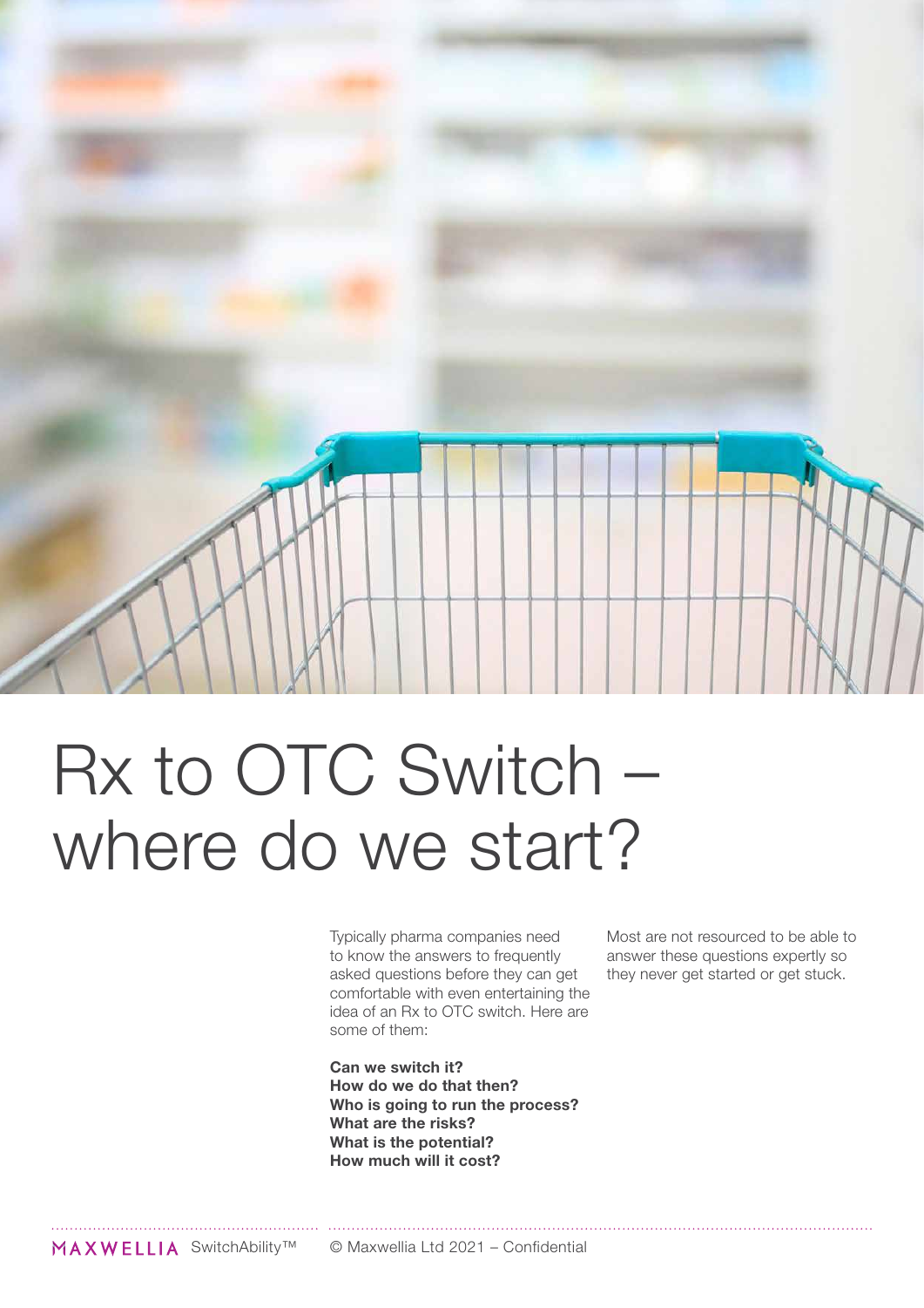# Rx to OTC Switch – where do we start?

Typically pharma companies need to know the answers to frequently asked questions before they can get comfortable with even entertaining the idea of an Rx to OTC switch. Here are some of them:

**Can we switch it?**
**How do we do that then?**
**Who is going to run the process?**
**What are the risks?**
**What is the potential?**
**How much will it cost?**

Most are not resourced to be able to answer these questions expertly so they never get started or get stuck.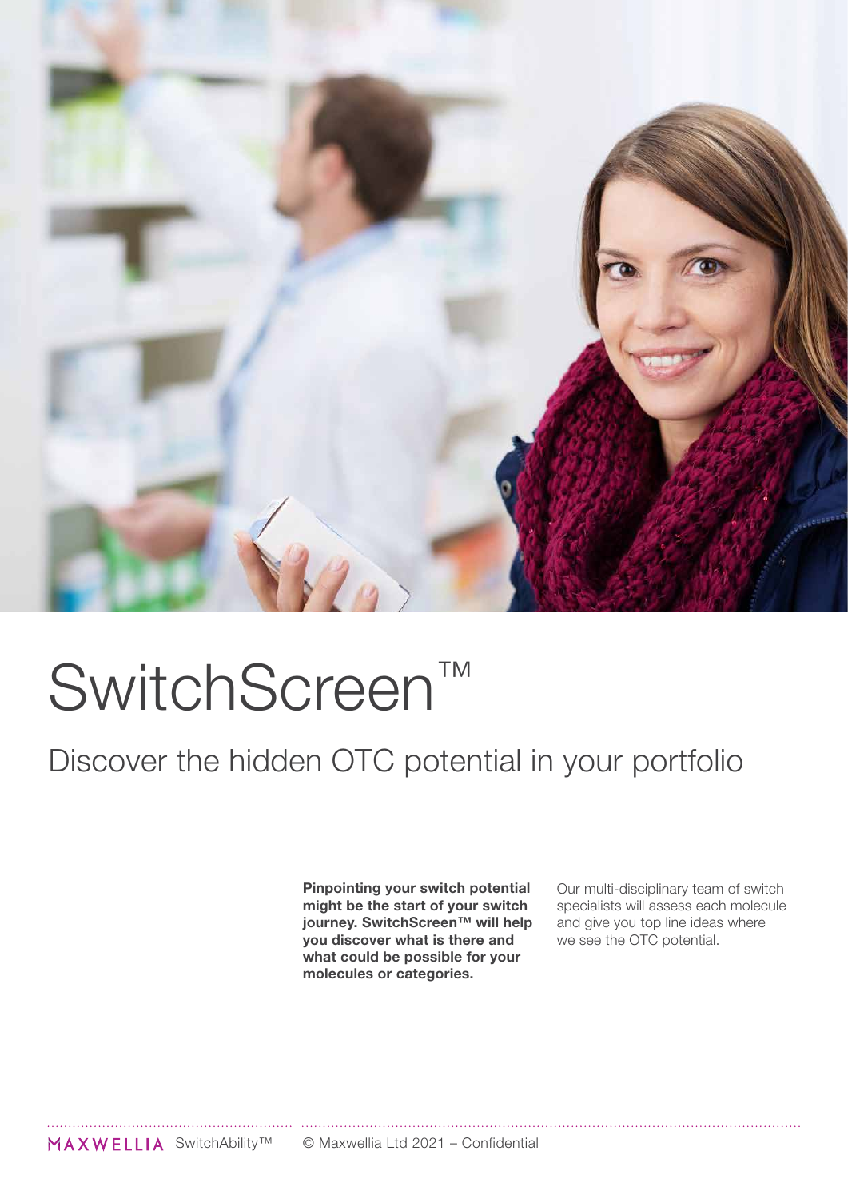# SwitchScreen™

## Discover the hidden OTC potential in your portfolio

**Pinpointing your switch potential might be the start of your switch journey. SwitchScreen™ will help you discover what is there and what could be possible for your molecules or categories.**

Our multi-disciplinary team of switch specialists will assess each molecule and give you top line ideas where we see the OTC potential.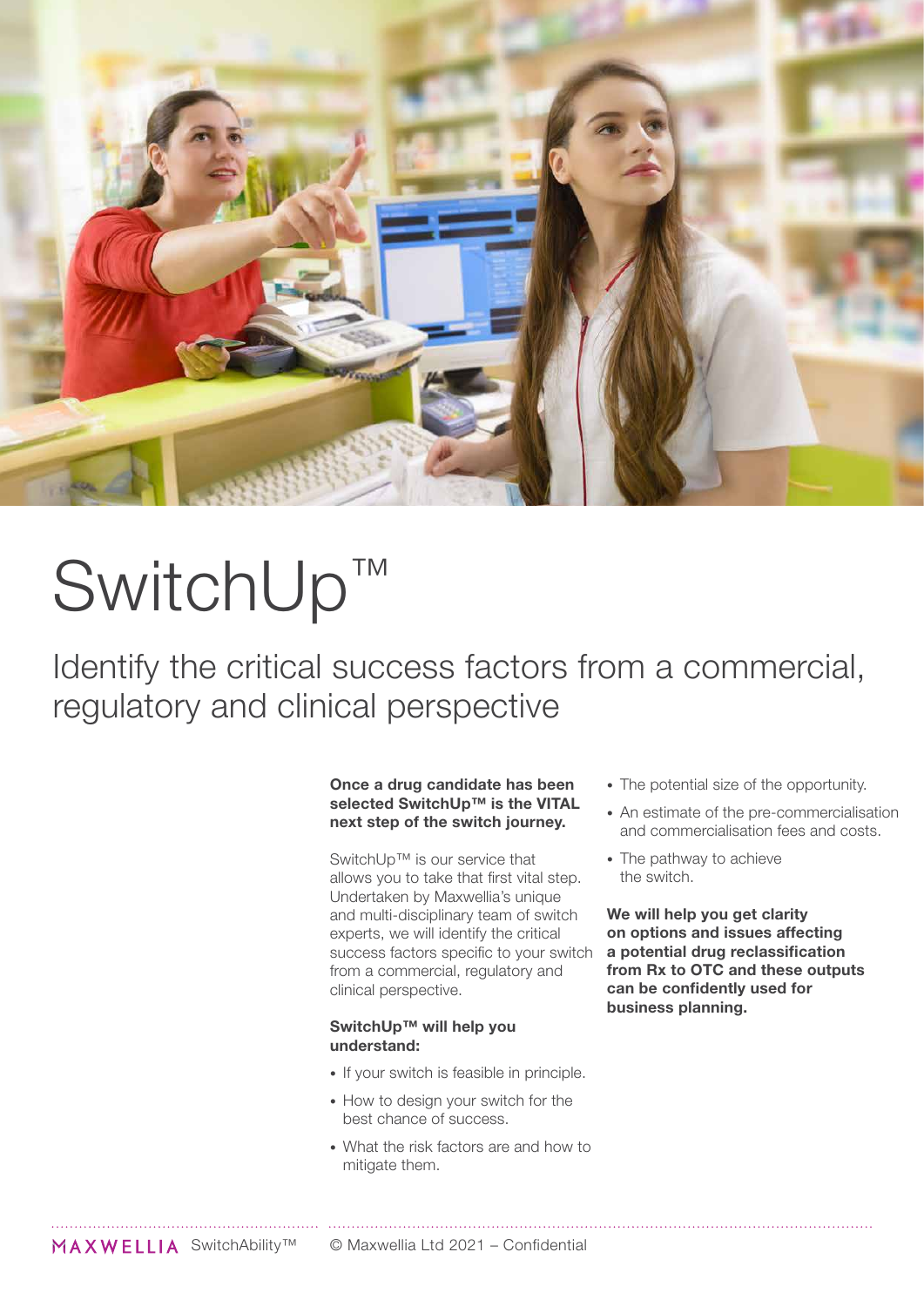# SwitchUp™

## Identify the critical success factors from a commercial, regulatory and clinical perspective

**Once a drug candidate has been selected SwitchUp™ is the VITAL next step of the switch journey.**

SwitchUp™ is our service that allows you to take that first vital step. Undertaken by Maxwellia's unique and multi-disciplinary team of switch experts, we will identify the critical success factors specific to your switch from a commercial, regulatory and clinical perspective.

**SwitchUp™ will help you understand:**

- If your switch is feasible in principle.
- How to design your switch for the best chance of success.
- What the risk factors are and how to mitigate them.
- The potential size of the opportunity.
- An estimate of the pre-commercialisation and commercialisation fees and costs.
- The pathway to achieve the switch.

**We will help you get clarity on options and issues affecting a potential drug reclassification from Rx to OTC and these outputs can be confidently used for business planning.**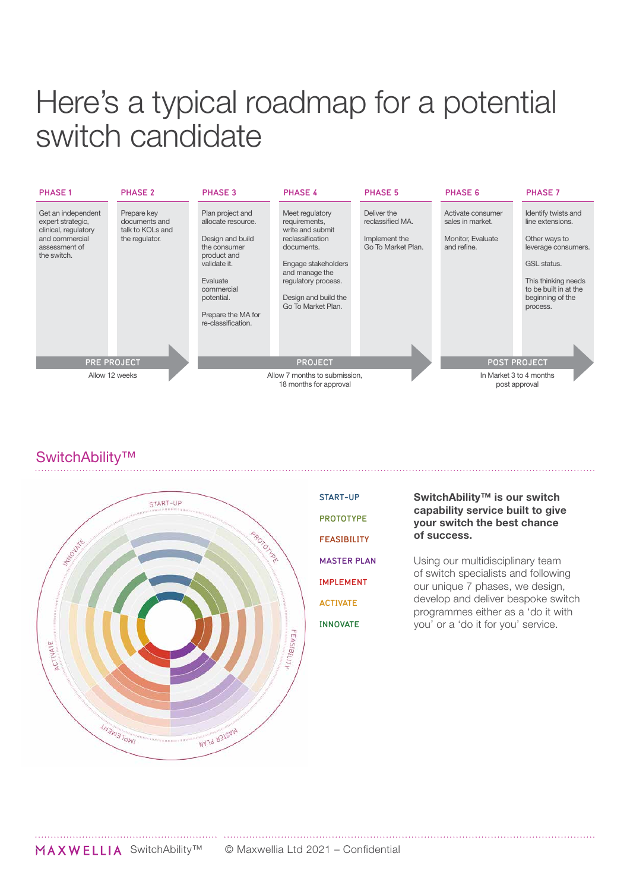# Here's a typical roadmap for a potential switch candidate

| PHASE 1 | PHASE 2 | PHASE 3 | PHASE 4 | PHASE 5 | PHASE 6 | PHASE 7 |
|---|---|---|---|---|---|---|
| Get an independent expert strategic, clinical, regulatory and commercial assessment of the switch. | Prepare key documents and talk to KOLs and the regulator. | Plan project and allocate resource.<br><br>Design and build the consumer product and validate it.<br><br>Evaluate commercial potential.<br><br>Prepare the MA for re-classification. | Meet regulatory requirements, write and submit reclassification documents.<br><br>Engage stakeholders and manage the regulatory process.<br><br>Design and build the Go To Market Plan. | Deliver the reclassified MA.<br><br>Implement the Go To Market Plan. | Activate consumer sales in market.<br><br>Monitor, Evaluate and refine. | Identify twists and line extensions.<br><br>Other ways to leverage consumers.<br><br>GSL status.<br><br>This thinking needs to be built in at the beginning of the process. |

| PRE PROJECT | PROJECT | POST PROJECT |
|---|---|---|
| Allow 12 weeks | Allow 7 months to submission, 18 months for approval | In Market 3 to 4 months post approval |

## SwitchAbility™

- START-UP
- PROTOTYPE
- FEASIBILITY
- MASTER PLAN
- IMPLEMENT
- ACTIVATE
- INNOVATE

**SwitchAbility™ is our switch capability service built to give your switch the best chance of success.**

Using our multidisciplinary team of switch specialists and following our unique 7 phases, we design, develop and deliver bespoke switch programmes either as a 'do it with you' or a 'do it for you' service.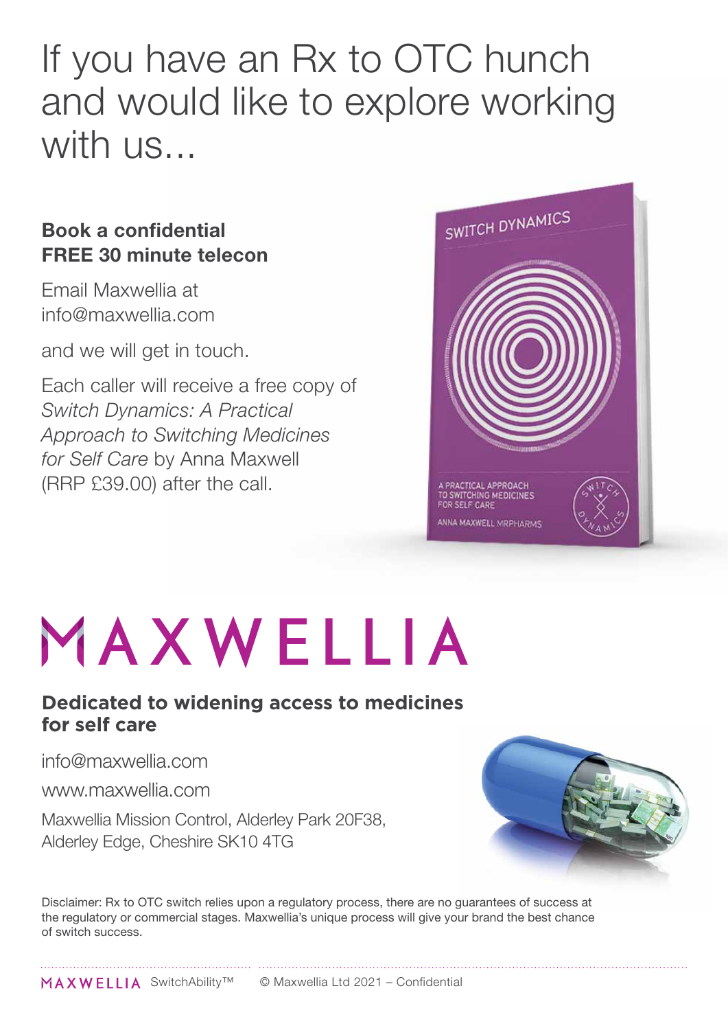# If you have an Rx to OTC hunch and would like to explore working with us...

**Book a confidential FREE 30 minute telecon**

Email Maxwellia at info@maxwellia.com

and we will get in touch.

Each caller will receive a free copy of *Switch Dynamics: A Practical Approach to Switching Medicines for Self Care* by Anna Maxwell (RRP £39.00) after the call.

# MAXWELLIA

**Dedicated to widening access to medicines for self care**

info@maxwellia.com

www.maxwellia.com

Maxwellia Mission Control, Alderley Park 20F38, Alderley Edge, Cheshire SK10 4TG

Disclaimer: Rx to OTC switch relies upon a regulatory process, there are no guarantees of success at the regulatory or commercial stages. Maxwellia's unique process will give your brand the best chance of switch success.

MAXWELLIA SwitchAbility™ © Maxwellia Ltd 2021 – Confidential